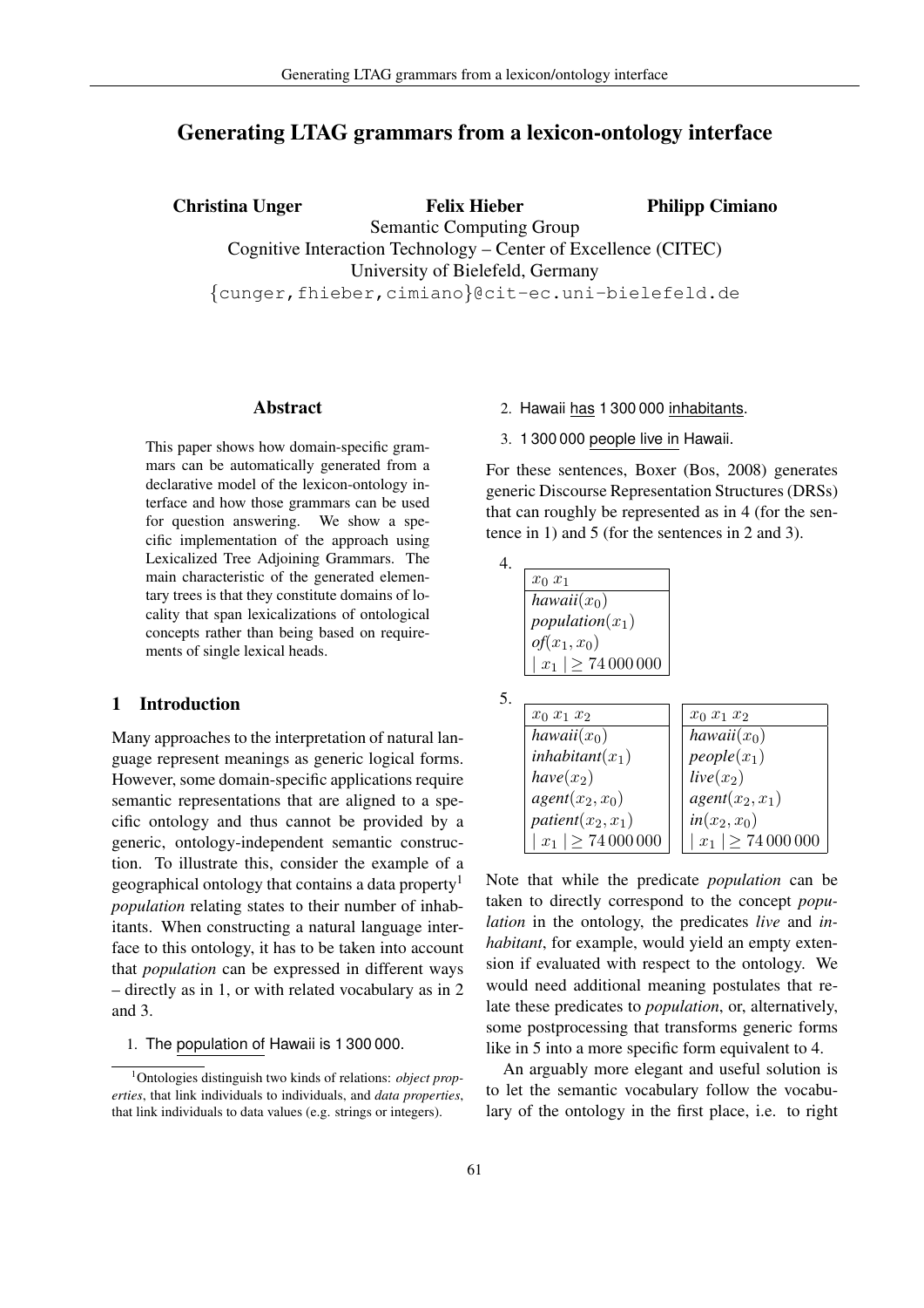# Generating LTAG grammars from a lexicon-ontology interface

**Christina Unger** **Felix Hieber** **Philipp Cimiano**

Semantic Computing Group
Cognitive Interaction Technology – Center of Excellence (CITEC)
University of Bielefeld, Germany
{cunger,fhieber,cimiano}@cit-ec.uni-bielefeld.de

## Abstract

This paper shows how domain-specific grammars can be automatically generated from a declarative model of the lexicon-ontology interface and how those grammars can be used for question answering. We show a specific implementation of the approach using Lexicalized Tree Adjoining Grammars. The main characteristic of the generated elementary trees is that they constitute domains of locality that span lexicalizations of ontological concepts rather than being based on requirements of single lexical heads.

## 1 Introduction

Many approaches to the interpretation of natural language represent meanings as generic logical forms. However, some domain-specific applications require semantic representations that are aligned to a specific ontology and thus cannot be provided by a generic, ontology-independent semantic construction. To illustrate this, consider the example of a geographical ontology that contains a data property[1] *population* relating states to their number of inhabitants. When constructing a natural language interface to this ontology, it has to be taken into account that *population* can be expressed in different ways – directly as in 1, or with related vocabulary as in 2 and 3.

1. The population of Hawaii is 1 300 000.
2. Hawaii has 1 300 000 inhabitants.
3. 1 300 000 people live in Hawaii.

For these sentences, Boxer (Bos, 2008) generates generic Discourse Representation Structures (DRSs) that can roughly be represented as in 4 (for the sentence in 1) and 5 (for the sentences in 2 and 3).

4.

| $x_0$ $x_1$ |
|---|
| *hawaii*$(x_0)$ |
| *population*$(x_1)$ |
| *of*$(x_1, x_0)$ |
| $\mid x_1 \mid \geq 74\,000\,000$ |

5.

| $x_0$ $x_1$ $x_2$ |
|---|
| *hawaii*$(x_0)$ |
| *inhabitant*$(x_1)$ |
| *have*$(x_2)$ |
| *agent*$(x_2, x_0)$ |
| *patient*$(x_2, x_1)$ |
| $\mid x_1 \mid \geq 74\,000\,000$ |

| $x_0$ $x_1$ $x_2$ |
|---|
| *hawaii*$(x_0)$ |
| *people*$(x_1)$ |
| *live*$(x_2)$ |
| *agent*$(x_2, x_1)$ |
| *in*$(x_2, x_0)$ |
| $\mid x_1 \mid \geq 74\,000\,000$ |

Note that while the predicate *population* can be taken to directly correspond to the concept *population* in the ontology, the predicates *live* and *inhabitant*, for example, would yield an empty extension if evaluated with respect to the ontology. We would need additional meaning postulates that relate these predicates to *population*, or, alternatively, some postprocessing that transforms generic forms like in 5 into a more specific form equivalent to 4.

An arguably more elegant and useful solution is to let the semantic vocabulary follow the vocabulary of the ontology in the first place, i.e. to right

[1] Ontologies distinguish two kinds of relations: *object properties*, that link individuals to individuals, and *data properties*, that link individuals to data values (e.g. strings or integers).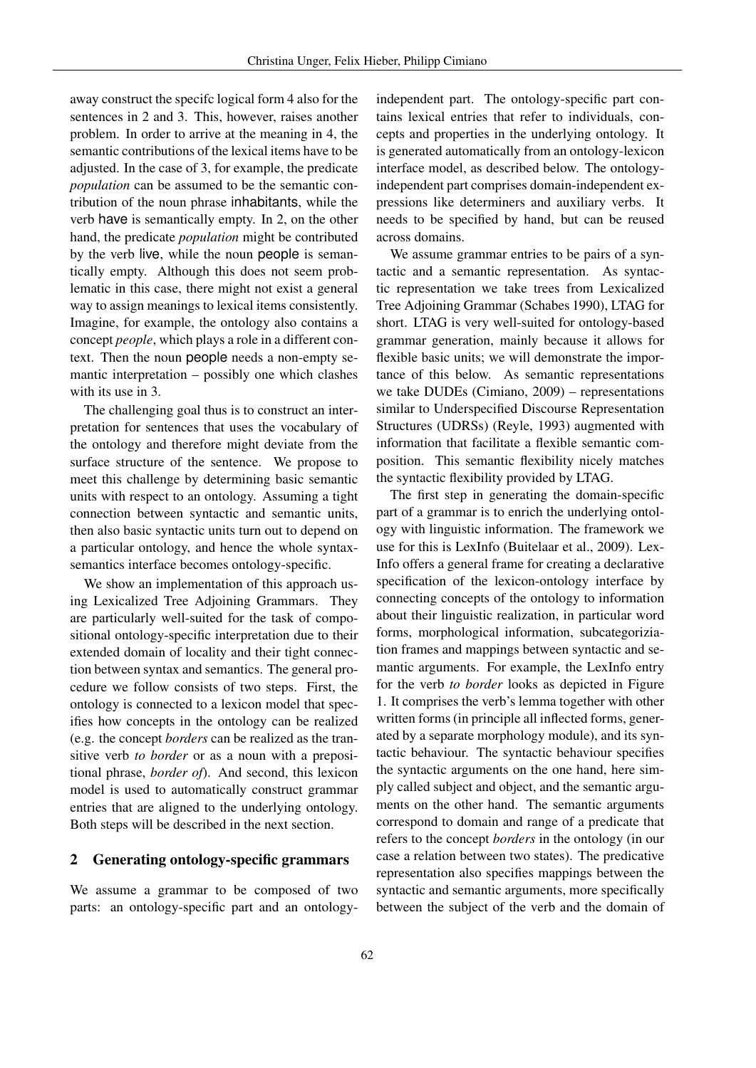away construct the specifc logical form 4 also for the sentences in 2 and 3. This, however, raises another problem. In order to arrive at the meaning in 4, the semantic contributions of the lexical items have to be adjusted. In the case of 3, for example, the predicate *population* can be assumed to be the semantic contribution of the noun phrase inhabitants, while the verb have is semantically empty. In 2, on the other hand, the predicate *population* might be contributed by the verb live, while the noun people is semantically empty. Although this does not seem problematic in this case, there might not exist a general way to assign meanings to lexical items consistently. Imagine, for example, the ontology also contains a concept *people*, which plays a role in a different context. Then the noun people needs a non-empty semantic interpretation – possibly one which clashes with its use in 3.

The challenging goal thus is to construct an interpretation for sentences that uses the vocabulary of the ontology and therefore might deviate from the surface structure of the sentence. We propose to meet this challenge by determining basic semantic units with respect to an ontology. Assuming a tight connection between syntactic and semantic units, then also basic syntactic units turn out to depend on a particular ontology, and hence the whole syntax-semantics interface becomes ontology-specific.

We show an implementation of this approach using Lexicalized Tree Adjoining Grammars. They are particularly well-suited for the task of compositional ontology-specific interpretation due to their extended domain of locality and their tight connection between syntax and semantics. The general procedure we follow consists of two steps. First, the ontology is connected to a lexicon model that specifies how concepts in the ontology can be realized (e.g. the concept *borders* can be realized as the transitive verb *to border* or as a noun with a prepositional phrase, *border of*). And second, this lexicon model is used to automatically construct grammar entries that are aligned to the underlying ontology. Both steps will be described in the next section.

## 2 Generating ontology-specific grammars

We assume a grammar to be composed of two parts: an ontology-specific part and an ontology-independent part. The ontology-specific part contains lexical entries that refer to individuals, concepts and properties in the underlying ontology. It is generated automatically from an ontology-lexicon interface model, as described below. The ontology-independent part comprises domain-independent expressions like determiners and auxiliary verbs. It needs to be specified by hand, but can be reused across domains.

We assume grammar entries to be pairs of a syntactic and a semantic representation. As syntactic representation we take trees from Lexicalized Tree Adjoining Grammar (Schabes 1990), LTAG for short. LTAG is very well-suited for ontology-based grammar generation, mainly because it allows for flexible basic units; we will demonstrate the importance of this below. As semantic representations we take DUDEs (Cimiano, 2009) – representations similar to Underspecified Discourse Representation Structures (UDRSs) (Reyle, 1993) augmented with information that facilitate a flexible semantic composition. This semantic flexibility nicely matches the syntactic flexibility provided by LTAG.

The first step in generating the domain-specific part of a grammar is to enrich the underlying ontology with linguistic information. The framework we use for this is LexInfo (Buitelaar et al., 2009). LexInfo offers a general frame for creating a declarative specification of the lexicon-ontology interface by connecting concepts of the ontology to information about their linguistic realization, in particular word forms, morphological information, subcategorization frames and mappings between syntactic and semantic arguments. For example, the LexInfo entry for the verb *to border* looks as depicted in Figure 1. It comprises the verb's lemma together with other written forms (in principle all inflected forms, generated by a separate morphology module), and its syntactic behaviour. The syntactic behaviour specifies the syntactic arguments on the one hand, here simply called subject and object, and the semantic arguments on the other hand. The semantic arguments correspond to domain and range of a predicate that refers to the concept *borders* in the ontology (in our case a relation between two states). The predicative representation also specifies mappings between the syntactic and semantic arguments, more specifically between the subject of the verb and the domain of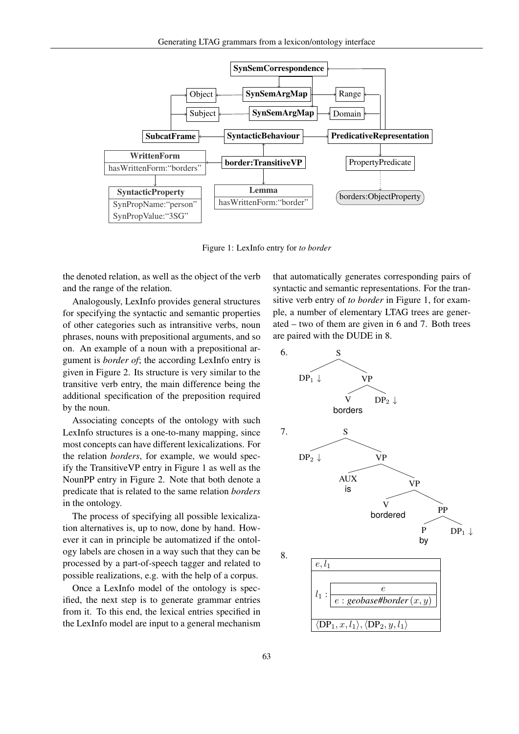Figure 1: LexInfo entry for *to border*

the denoted relation, as well as the object of the verb and the range of the relation.

Analogously, LexInfo provides general structures for specifying the syntactic and semantic properties of other categories such as intransitive verbs, noun phrases, nouns with prepositional arguments, and so on. An example of a noun with a prepositional argument is *border of*; the according LexInfo entry is given in Figure 2. Its structure is very similar to the transitive verb entry, the main difference being the additional specification of the preposition required by the noun.

Associating concepts of the ontology with such LexInfo structures is a one-to-many mapping, since most concepts can have different lexicalizations. For the relation *borders*, for example, we would specify the TransitiveVP entry in Figure 1 as well as the NounPP entry in Figure 2. Note that both denote a predicate that is related to the same relation *borders* in the ontology.

The process of specifying all possible lexicalization alternatives is, up to now, done by hand. However it can in principle be automatized if the ontology labels are chosen in a way such that they can be processed by a part-of-speech tagger and related to possible realizations, e.g. with the help of a corpus.

Once a LexInfo model of the ontology is specified, the next step is to generate grammar entries from it. To this end, the lexical entries specified in the LexInfo model are input to a general mechanism that automatically generates corresponding pairs of syntactic and semantic representations. For the transitive verb entry of *to border* in Figure 1, for example, a number of elementary LTAG trees are generated – two of them are given in 6 and 7. Both trees are paired with the DUDE in 8.

6. [S [$DP_1 \downarrow$] [VP [V borders] [$DP_2 \downarrow$]]]

7. [S [$DP_2 \downarrow$] [VP [AUX is] [VP [V bordered] [PP [P by] [$DP_1 \downarrow$]]]]]

8.

$$e, l_1$$

$$l_1 : \begin{array}{|c|} \hline e \\ \hline e : \textit{geobase\#border}\,(x, y) \\ \hline \end{array}$$

$$\langle \mathrm{DP}_1, x, l_1 \rangle, \langle \mathrm{DP}_2, y, l_1 \rangle$$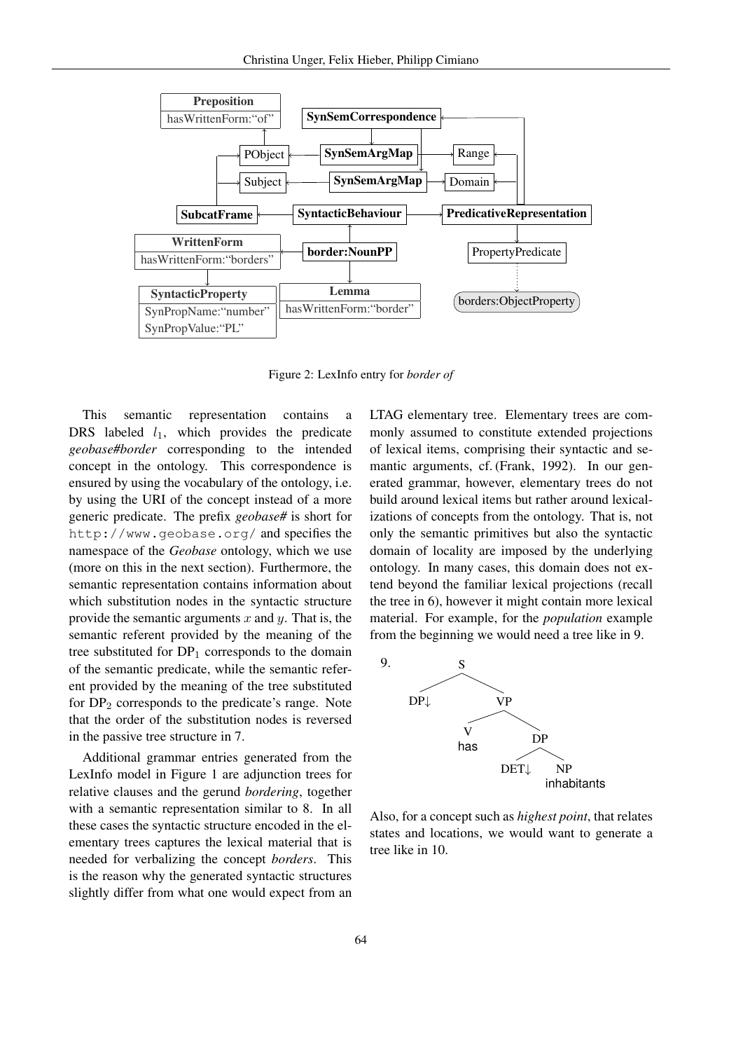Figure 2: LexInfo entry for *border of*

This semantic representation contains a DRS labeled $l_1$, which provides the predicate *geobase#border* corresponding to the intended concept in the ontology. This correspondence is ensured by using the vocabulary of the ontology, i.e. by using the URI of the concept instead of a more generic predicate. The prefix *geobase#* is short for `http://www.geobase.org/` and specifies the namespace of the *Geobase* ontology, which we use (more on this in the next section). Furthermore, the semantic representation contains information about which substitution nodes in the syntactic structure provide the semantic arguments $x$ and $y$. That is, the semantic referent provided by the meaning of the tree substituted for $\mathrm{DP}_1$ corresponds to the domain of the semantic predicate, while the semantic referent provided by the meaning of the tree substituted for $\mathrm{DP}_2$ corresponds to the predicate's range. Note that the order of the substitution nodes is reversed in the passive tree structure in 7.

Additional grammar entries generated from the LexInfo model in Figure 1 are adjunction trees for relative clauses and the gerund *bordering*, together with a semantic representation similar to 8. In all these cases the syntactic structure encoded in the elementary trees captures the lexical material that is needed for verbalizing the concept *borders*. This is the reason why the generated syntactic structures slightly differ from what one would expect from an LTAG elementary tree. Elementary trees are commonly assumed to constitute extended projections of lexical items, comprising their syntactic and semantic arguments, cf. (Frank, 1992). In our generated grammar, however, elementary trees do not build around lexical items but rather around lexicalizations of concepts from the ontology. That is, not only the semantic primitives but also the syntactic domain of locality are imposed by the underlying ontology. In many cases, this domain does not extend beyond the familiar lexical projections (recall the tree in 6), however it might contain more lexical material. For example, for the *population* example from the beginning we would need a tree like in 9.

9. [S [DP↓] [VP [V has] [DP [DET↓] [NP inhabitants]]]]

Also, for a concept such as *highest point*, that relates states and locations, we would want to generate a tree like in 10.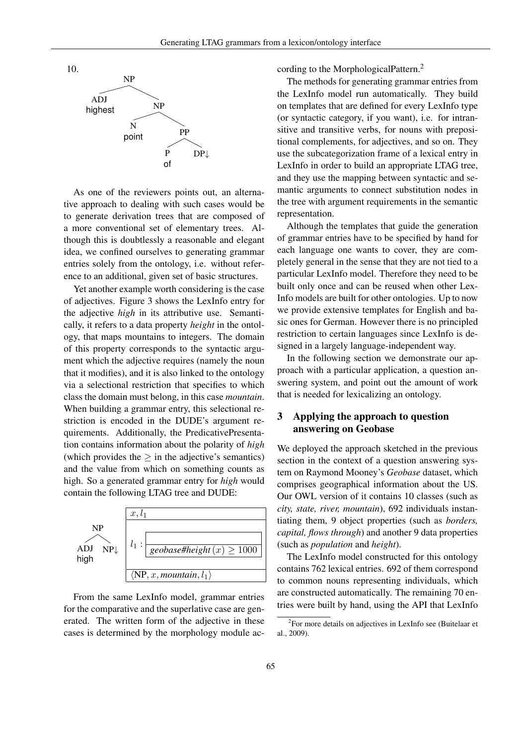10.

```
                NP
              /    \
           ADJ      NP
         highest   /   \
                  N     PP
                point  /  \
                      P    DP↓
                      of
```

As one of the reviewers points out, an alternative approach to dealing with such cases would be to generate derivation trees that are composed of a more conventional set of elementary trees. Although this is doubtlessly a reasonable and elegant idea, we confined ourselves to generating grammar entries solely from the ontology, i.e. without reference to an additional, given set of basic structures.

Yet another example worth considering is the case of adjectives. Figure 3 shows the LexInfo entry for the adjective *high* in its attributive use. Semantically, it refers to a data property *height* in the ontology, that maps mountains to integers. The domain of this property corresponds to the syntactic argument which the adjective requires (namely the noun that it modifies), and it is also linked to the ontology via a selectional restriction that specifies to which class the domain must belong, in this case *mountain*. When building a grammar entry, this selectional restriction is encoded in the DUDE's argument requirements. Additionally, the PredicativePresentation contains information about the polarity of *high* (which provides the $\geq$ in the adjective's semantics) and the value from which on something counts as high. So a generated grammar entry for *high* would contain the following LTAG tree and DUDE:

```
      NP
     /  \
   ADJ   NP↓
   high
```

| $x, l_1$ |
|---|
| $l_1$ : *geobase#height* $(x) \geq 1000$ |
| $\langle$NP$, x,$ *mountain*$, l_1\rangle$ |

From the same LexInfo model, grammar entries for the comparative and the superlative case are generated. The written form of the adjective in these cases is determined by the morphology module according to the MorphologicalPattern.[2]

The methods for generating grammar entries from the LexInfo model run automatically. They build on templates that are defined for every LexInfo type (or syntactic category, if you want), i.e. for intransitive and transitive verbs, for nouns with prepositional complements, for adjectives, and so on. They use the subcategorization frame of a lexical entry in LexInfo in order to build an appropriate LTAG tree, and they use the mapping between syntactic and semantic arguments to connect substitution nodes in the tree with argument requirements in the semantic representation.

Although the templates that guide the generation of grammar entries have to be specified by hand for each language one wants to cover, they are completely general in the sense that they are not tied to a particular LexInfo model. Therefore they need to be built only once and can be reused when other LexInfo models are built for other ontologies. Up to now we provide extensive templates for English and basic ones for German. However there is no principled restriction to certain languages since LexInfo is designed in a largely language-independent way.

In the following section we demonstrate our approach with a particular application, a question answering system, and point out the amount of work that is needed for lexicalizing an ontology.

## 3 Applying the approach to question answering on Geobase

We deployed the approach sketched in the previous section in the context of a question answering system on Raymond Mooney's *Geobase* dataset, which comprises geographical information about the US. Our OWL version of it contains 10 classes (such as *city, state, river, mountain*), 692 individuals instantiating them, 9 object properties (such as *borders, capital, flows through*) and another 9 data properties (such as *population* and *height*).

The LexInfo model constructed for this ontology contains 762 lexical entries. 692 of them correspond to common nouns representing individuals, which are constructed automatically. The remaining 70 entries were built by hand, using the API that LexInfo

---

[2] For more details on adjectives in LexInfo see (Buitelaar et al., 2009).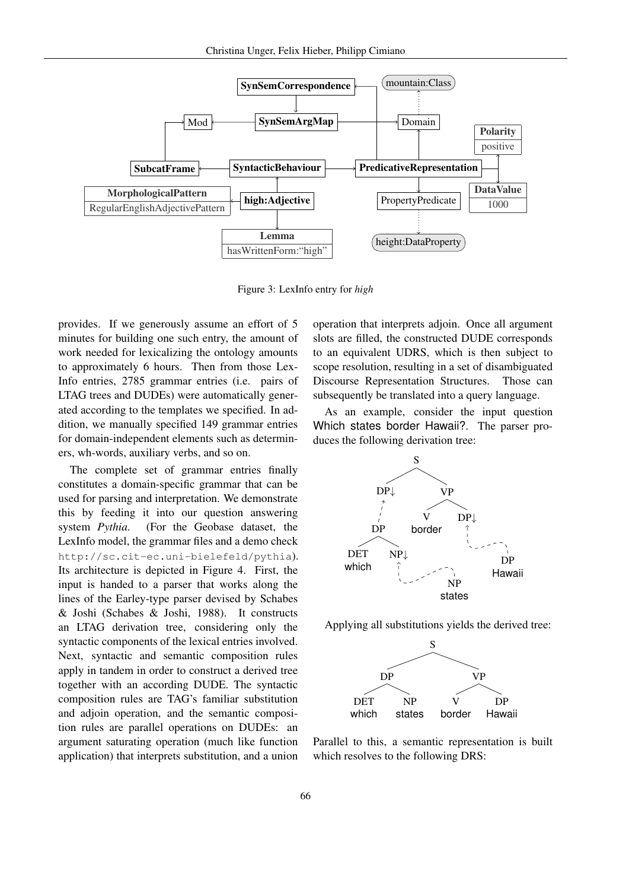Figure 3: LexInfo entry for *high*

provides. If we generously assume an effort of 5 minutes for building one such entry, the amount of work needed for lexicalizing the ontology amounts to approximately 6 hours. Then from those LexInfo entries, 2785 grammar entries (i.e. pairs of LTAG trees and DUDEs) were automatically generated according to the templates we specified. In addition, we manually specified 149 grammar entries for domain-independent elements such as determiners, wh-words, auxiliary verbs, and so on.

The complete set of grammar entries finally constitutes a domain-specific grammar that can be used for parsing and interpretation. We demonstrate this by feeding it into our question answering system *Pythia*. (For the Geobase dataset, the LexInfo model, the grammar files and a demo check `http://sc.cit-ec.uni-bielefeld/pythia`). Its architecture is depicted in Figure 4. First, the input is handed to a parser that works along the lines of the Earley-type parser devised by Schabes & Joshi (Schabes & Joshi, 1988). It constructs an LTAG derivation tree, considering only the syntactic components of the lexical entries involved. Next, syntactic and semantic composition rules apply in tandem in order to construct a derived tree together with an according DUDE. The syntactic composition rules are TAG's familiar substitution and adjoin operation, and the semantic composition rules are parallel operations on DUDEs: an argument saturating operation (much like function application) that interprets substitution, and a union operation that interprets adjoin. Once all argument slots are filled, the constructed DUDE corresponds to an equivalent UDRS, which is then subject to scope resolution, resulting in a set of disambiguated Discourse Representation Structures. Those can subsequently be translated into a query language.

As an example, consider the input question Which states border Hawaii?. The parser produces the following derivation tree:

Applying all substitutions yields the derived tree:

Parallel to this, a semantic representation is built which resolves to the following DRS: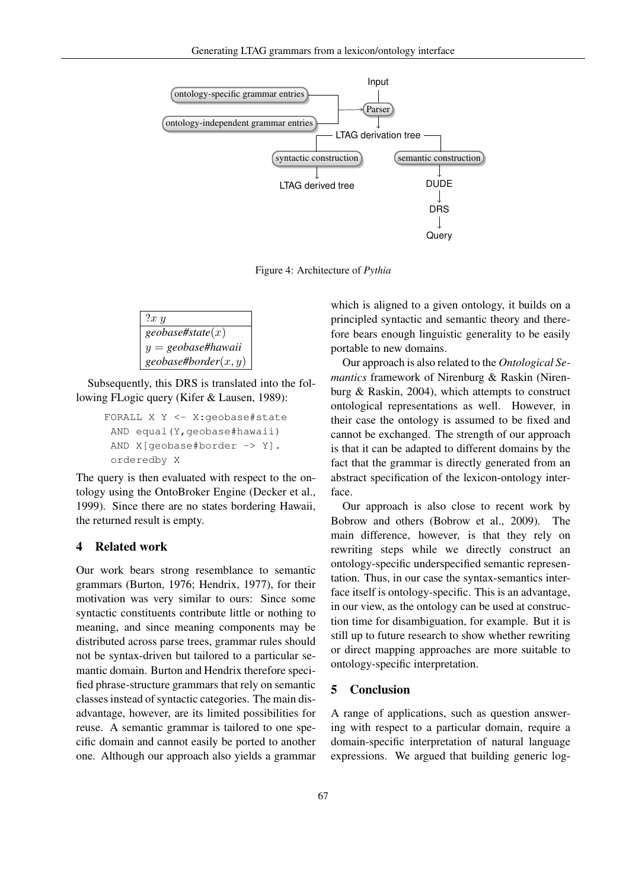Figure 4: Architecture of *Pythia*

| $?x\ y$ |
|---|
| *geobase#state*$(x)$ |
| $y =$ *geobase#hawaii* |
| *geobase#border*$(x, y)$ |

Subsequently, this DRS is translated into the following FLogic query (Kifer & Lausen, 1989):

```
FORALL X Y <- X:geobase#state
 AND equal(Y,geobase#hawaii)
 AND X[geobase#border -> Y].
 orderedby X
```

The query is then evaluated with respect to the ontology using the OntoBroker Engine (Decker et al., 1999). Since there are no states bordering Hawaii, the returned result is empty.

## 4 Related work

Our work bears strong resemblance to semantic grammars (Burton, 1976; Hendrix, 1977), for their motivation was very similar to ours: Since some syntactic constituents contribute little or nothing to meaning, and since meaning components may be distributed across parse trees, grammar rules should not be syntax-driven but tailored to a particular semantic domain. Burton and Hendrix therefore specified phrase-structure grammars that rely on semantic classes instead of syntactic categories. The main disadvantage, however, are its limited possibilities for reuse. A semantic grammar is tailored to one specific domain and cannot easily be ported to another one. Although our approach also yields a grammar which is aligned to a given ontology, it builds on a principled syntactic and semantic theory and therefore bears enough linguistic generality to be easily portable to new domains.

Our approach is also related to the *Ontological Semantics* framework of Nirenburg & Raskin (Nirenburg & Raskin, 2004), which attempts to construct ontological representations as well. However, in their case the ontology is assumed to be fixed and cannot be exchanged. The strength of our approach is that it can be adapted to different domains by the fact that the grammar is directly generated from an abstract specification of the lexicon-ontology interface.

Our approach is also close to recent work by Bobrow and others (Bobrow et al., 2009). The main difference, however, is that they rely on rewriting steps while we directly construct an ontology-specific underspecified semantic representation. Thus, in our case the syntax-semantics interface itself is ontology-specific. This is an advantage, in our view, as the ontology can be used at construction time for disambiguation, for example. But it is still up to future research to show whether rewriting or direct mapping approaches are more suitable to ontology-specific interpretation.

## 5 Conclusion

A range of applications, such as question answering with respect to a particular domain, require a domain-specific interpretation of natural language expressions. We argued that building generic log-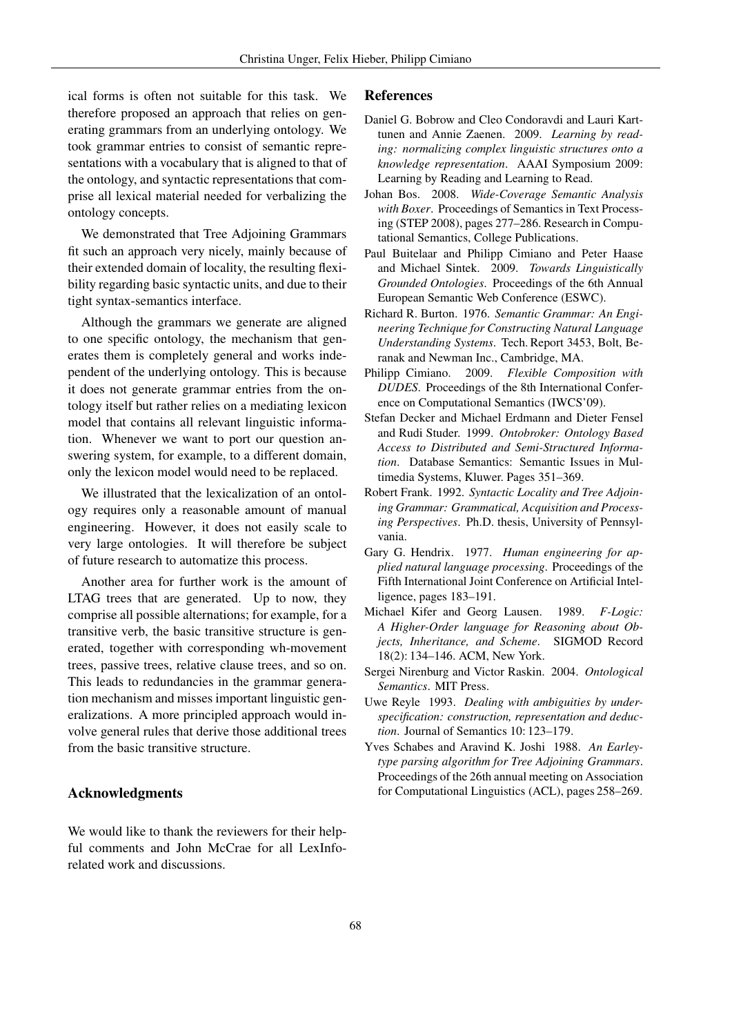ical forms is often not suitable for this task. We therefore proposed an approach that relies on generating grammars from an underlying ontology. We took grammar entries to consist of semantic representations with a vocabulary that is aligned to that of the ontology, and syntactic representations that comprise all lexical material needed for verbalizing the ontology concepts.

We demonstrated that Tree Adjoining Grammars fit such an approach very nicely, mainly because of their extended domain of locality, the resulting flexibility regarding basic syntactic units, and due to their tight syntax-semantics interface.

Although the grammars we generate are aligned to one specific ontology, the mechanism that generates them is completely general and works independent of the underlying ontology. This is because it does not generate grammar entries from the ontology itself but rather relies on a mediating lexicon model that contains all relevant linguistic information. Whenever we want to port our question answering system, for example, to a different domain, only the lexicon model would need to be replaced.

We illustrated that the lexicalization of an ontology requires only a reasonable amount of manual engineering. However, it does not easily scale to very large ontologies. It will therefore be subject of future research to automatize this process.

Another area for further work is the amount of LTAG trees that are generated. Up to now, they comprise all possible alternations; for example, for a transitive verb, the basic transitive structure is generated, together with corresponding wh-movement trees, passive trees, relative clause trees, and so on. This leads to redundancies in the grammar generation mechanism and misses important linguistic generalizations. A more principled approach would involve general rules that derive those additional trees from the basic transitive structure.

## Acknowledgments

We would like to thank the reviewers for their helpful comments and John McCrae for all LexInfo-related work and discussions.

## References

Daniel G. Bobrow and Cleo Condoravdi and Lauri Karttunen and Annie Zaenen. 2009. *Learning by reading: normalizing complex linguistic structures onto a knowledge representation*. AAAI Symposium 2009: Learning by Reading and Learning to Read.

Johan Bos. 2008. *Wide-Coverage Semantic Analysis with Boxer*. Proceedings of Semantics in Text Processing (STEP 2008), pages 277–286. Research in Computational Semantics, College Publications.

Paul Buitelaar and Philipp Cimiano and Peter Haase and Michael Sintek. 2009. *Towards Linguistically Grounded Ontologies*. Proceedings of the 6th Annual European Semantic Web Conference (ESWC).

Richard R. Burton. 1976. *Semantic Grammar: An Engineering Technique for Constructing Natural Language Understanding Systems*. Tech. Report 3453, Bolt, Beranak and Newman Inc., Cambridge, MA.

Philipp Cimiano. 2009. *Flexible Composition with DUDES*. Proceedings of the 8th International Conference on Computational Semantics (IWCS'09).

Stefan Decker and Michael Erdmann and Dieter Fensel and Rudi Studer. 1999. *Ontobroker: Ontology Based Access to Distributed and Semi-Structured Information*. Database Semantics: Semantic Issues in Multimedia Systems, Kluwer. Pages 351–369.

Robert Frank. 1992. *Syntactic Locality and Tree Adjoining Grammar: Grammatical, Acquisition and Processing Perspectives*. Ph.D. thesis, University of Pennsylvania.

Gary G. Hendrix. 1977. *Human engineering for applied natural language processing*. Proceedings of the Fifth International Joint Conference on Artificial Intelligence, pages 183–191.

Michael Kifer and Georg Lausen. 1989. *F-Logic: A Higher-Order language for Reasoning about Objects, Inheritance, and Scheme*. SIGMOD Record 18(2): 134–146. ACM, New York.

Sergei Nirenburg and Victor Raskin. 2004. *Ontological Semantics*. MIT Press.

Uwe Reyle 1993. *Dealing with ambiguities by underspecification: construction, representation and deduction*. Journal of Semantics 10: 123–179.

Yves Schabes and Aravind K. Joshi 1988. *An Earley-type parsing algorithm for Tree Adjoining Grammars*. Proceedings of the 26th annual meeting on Association for Computational Linguistics (ACL), pages 258–269.